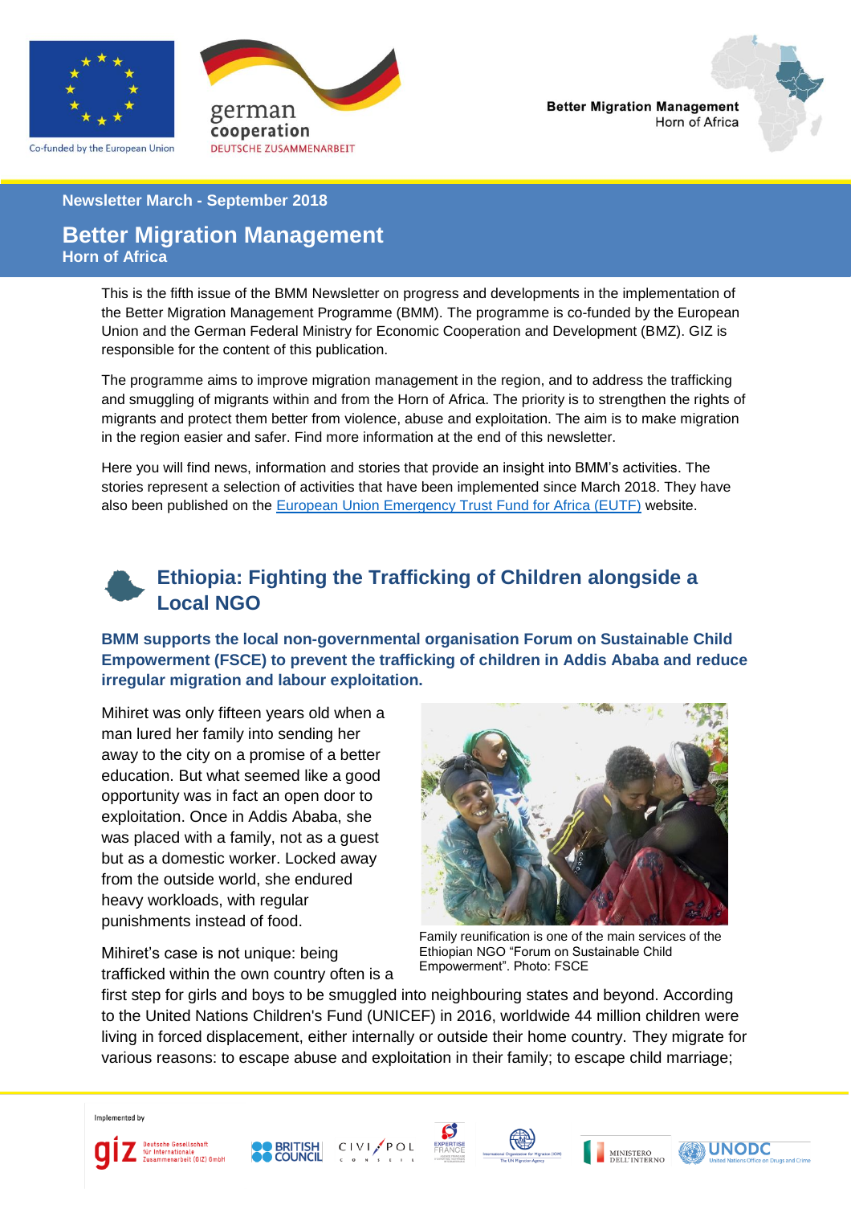Newsletter March - September 2018

# Better Migration Management
## Horn of Africa

This is the fifth issue of the BMM Newsletter on progress and developments in the implementation of the Better Migration Management Programme (BMM). The programme is co-funded by the European Union and the German Federal Ministry for Economic Cooperation and Development (BMZ). GIZ is responsible for the content of this publication.

The programme aims to improve migration management in the region, and to address the trafficking and smuggling of migrants within and from the Horn of Africa. The priority is to strengthen the rights of migrants and protect them better from violence, abuse and exploitation. The aim is to make migration in the region easier and safer. Find more information at the end of this newsletter.

Here you will find news, information and stories that provide an insight into BMM's activities. The stories represent a selection of activities that have been implemented since March 2018. They have also been published on the European Union Emergency Trust Fund for Africa (EUTF) website.

## Ethiopia: Fighting the Trafficking of Children alongside a Local NGO

**BMM supports the local non-governmental organisation Forum on Sustainable Child Empowerment (FSCE) to prevent the trafficking of children in Addis Ababa and reduce irregular migration and labour exploitation.**

Mihiret was only fifteen years old when a man lured her family into sending her away to the city on a promise of a better education. But what seemed like a good opportunity was in fact an open door to exploitation. Once in Addis Ababa, she was placed with a family, not as a guest but as a domestic worker. Locked away from the outside world, she endured heavy workloads, with regular punishments instead of food.

Family reunification is one of the main services of the Ethiopian NGO "Forum on Sustainable Child Empowerment". Photo: FSCE

Mihiret's case is not unique: being trafficked within the own country often is a first step for girls and boys to be smuggled into neighbouring states and beyond. According to the United Nations Children's Fund (UNICEF) in 2016, worldwide 44 million children were living in forced displacement, either internally or outside their home country. They migrate for various reasons: to escape abuse and exploitation in their family; to escape child marriage;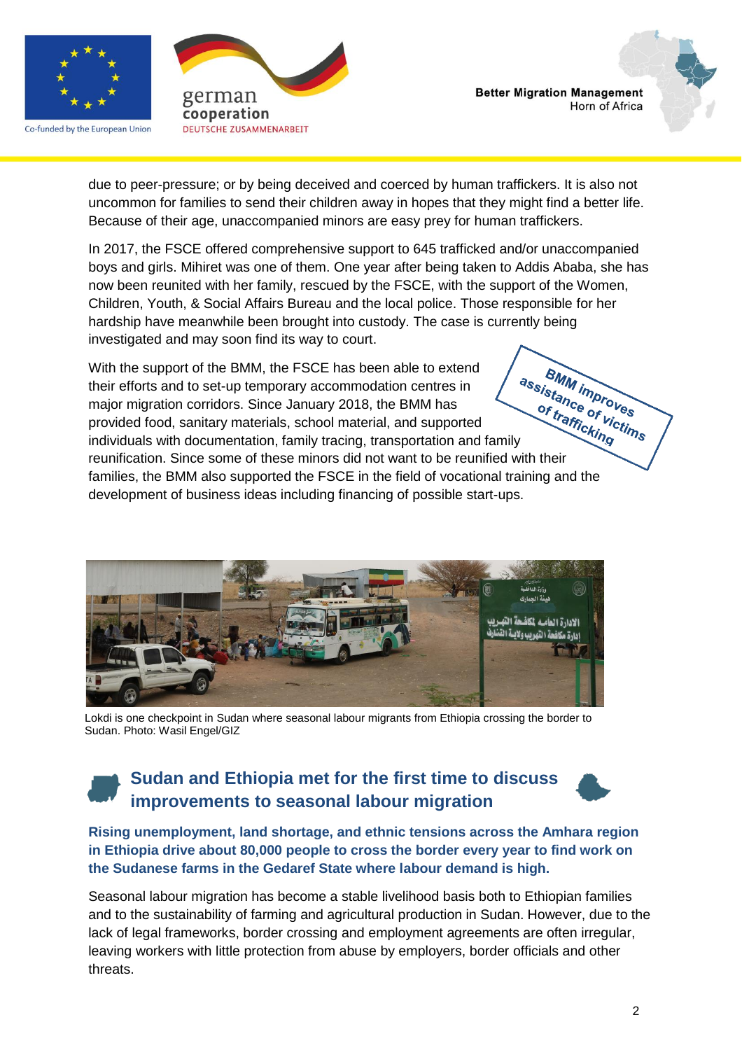due to peer-pressure; or by being deceived and coerced by human traffickers. It is also not uncommon for families to send their children away in hopes that they might find a better life. Because of their age, unaccompanied minors are easy prey for human traffickers.

In 2017, the FSCE offered comprehensive support to 645 trafficked and/or unaccompanied boys and girls. Mihiret was one of them. One year after being taken to Addis Ababa, she has now been reunited with her family, rescued by the FSCE, with the support of the Women, Children, Youth, & Social Affairs Bureau and the local police. Those responsible for her hardship have meanwhile been brought into custody. The case is currently being investigated and may soon find its way to court.

**BMM improves assistance of victims of trafficking**

With the support of the BMM, the FSCE has been able to extend their efforts and to set-up temporary accommodation centres in major migration corridors. Since January 2018, the BMM has provided food, sanitary materials, school material, and supported individuals with documentation, family tracing, transportation and family reunification. Since some of these minors did not want to be reunified with their families, the BMM also supported the FSCE in the field of vocational training and the development of business ideas including financing of possible start-ups.

Lokdi is one checkpoint in Sudan where seasonal labour migrants from Ethiopia crossing the border to Sudan. Photo: Wasil Engel/GIZ

## Sudan and Ethiopia met for the first time to discuss improvements to seasonal labour migration

**Rising unemployment, land shortage, and ethnic tensions across the Amhara region in Ethiopia drive about 80,000 people to cross the border every year to find work on the Sudanese farms in the Gedaref State where labour demand is high.**

Seasonal labour migration has become a stable livelihood basis both to Ethiopian families and to the sustainability of farming and agricultural production in Sudan. However, due to the lack of legal frameworks, border crossing and employment agreements are often irregular, leaving workers with little protection from abuse by employers, border officials and other threats.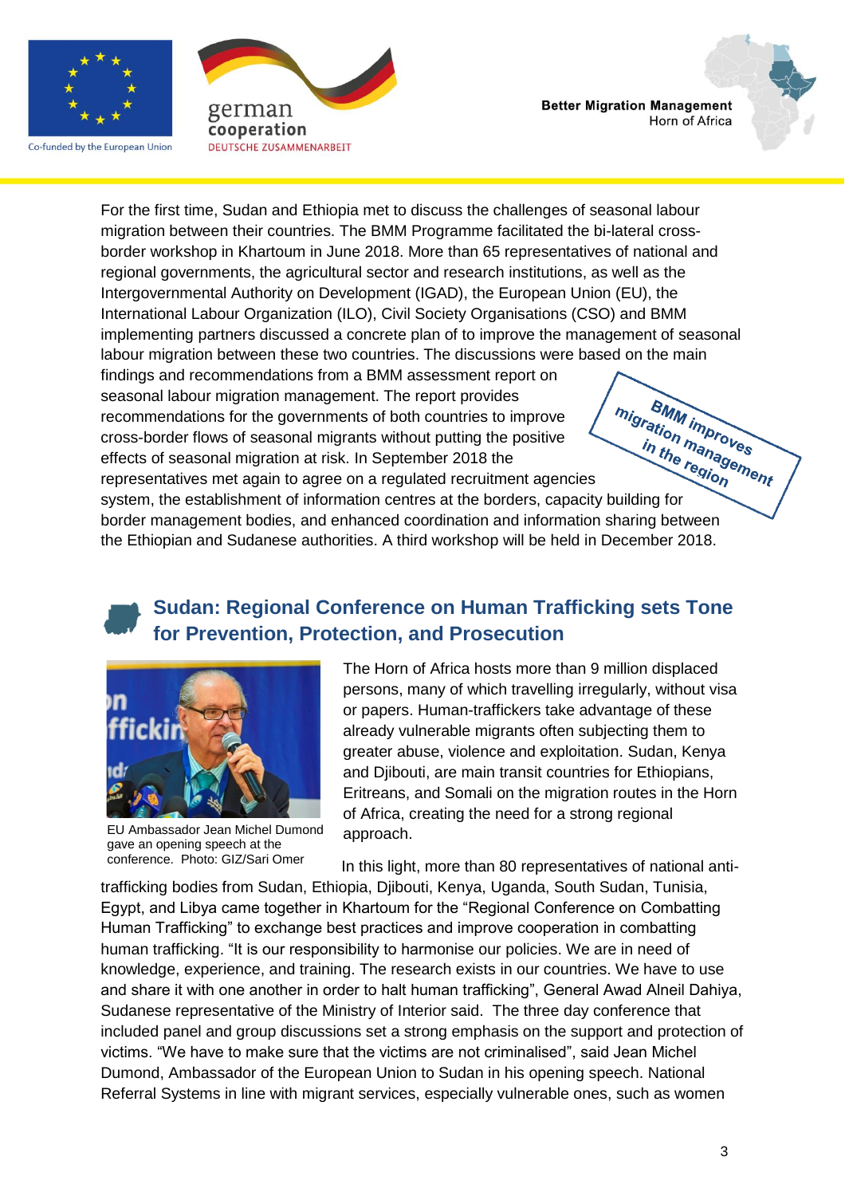For the first time, Sudan and Ethiopia met to discuss the challenges of seasonal labour migration between their countries. The BMM Programme facilitated the bi-lateral cross-border workshop in Khartoum in June 2018. More than 65 representatives of national and regional governments, the agricultural sector and research institutions, as well as the Intergovernmental Authority on Development (IGAD), the European Union (EU), the International Labour Organization (ILO), Civil Society Organisations (CSO) and BMM implementing partners discussed a concrete plan of to improve the management of seasonal labour migration between these two countries. The discussions were based on the main findings and recommendations from a BMM assessment report on seasonal labour migration management. The report provides recommendations for the governments of both countries to improve cross-border flows of seasonal migrants without putting the positive effects of seasonal migration at risk. In September 2018 the representatives met again to agree on a regulated recruitment agencies system, the establishment of information centres at the borders, capacity building for border management bodies, and enhanced coordination and information sharing between the Ethiopian and Sudanese authorities. A third workshop will be held in December 2018.

**BMM improves migration management in the region**

## Sudan: Regional Conference on Human Trafficking sets Tone for Prevention, Protection, and Prosecution

EU Ambassador Jean Michel Dumond gave an opening speech at the conference. Photo: GIZ/Sari Omer

The Horn of Africa hosts more than 9 million displaced persons, many of which travelling irregularly, without visa or papers. Human-traffickers take advantage of these already vulnerable migrants often subjecting them to greater abuse, violence and exploitation. Sudan, Kenya and Djibouti, are main transit countries for Ethiopians, Eritreans, and Somali on the migration routes in the Horn of Africa, creating the need for a strong regional approach.

In this light, more than 80 representatives of national anti-trafficking bodies from Sudan, Ethiopia, Djibouti, Kenya, Uganda, South Sudan, Tunisia, Egypt, and Libya came together in Khartoum for the "Regional Conference on Combatting Human Trafficking" to exchange best practices and improve cooperation in combatting human trafficking. "It is our responsibility to harmonise our policies. We are in need of knowledge, experience, and training. The research exists in our countries. We have to use and share it with one another in order to halt human trafficking", General Awad Alneil Dahiya, Sudanese representative of the Ministry of Interior said. The three day conference that included panel and group discussions set a strong emphasis on the support and protection of victims. "We have to make sure that the victims are not criminalised", said Jean Michel Dumond, Ambassador of the European Union to Sudan in his opening speech. National Referral Systems in line with migrant services, especially vulnerable ones, such as women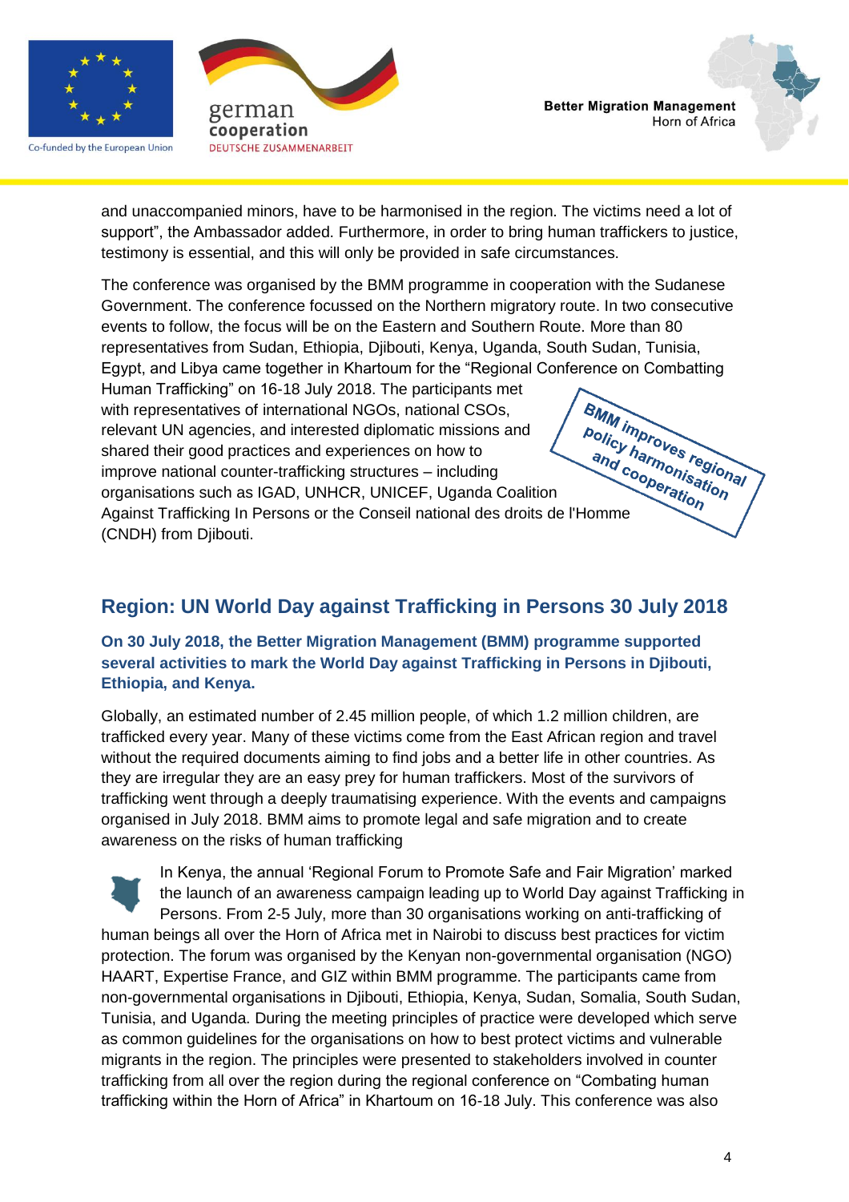and unaccompanied minors, have to be harmonised in the region. The victims need a lot of support", the Ambassador added. Furthermore, in order to bring human traffickers to justice, testimony is essential, and this will only be provided in safe circumstances.

The conference was organised by the BMM programme in cooperation with the Sudanese Government. The conference focussed on the Northern migratory route. In two consecutive events to follow, the focus will be on the Eastern and Southern Route. More than 80 representatives from Sudan, Ethiopia, Djibouti, Kenya, Uganda, South Sudan, Tunisia, Egypt, and Libya came together in Khartoum for the "Regional Conference on Combatting Human Trafficking" on 16-18 July 2018. The participants met with representatives of international NGOs, national CSOs, relevant UN agencies, and interested diplomatic missions and shared their good practices and experiences on how to improve national counter-trafficking structures – including organisations such as IGAD, UNHCR, UNICEF, Uganda Coalition Against Trafficking In Persons or the Conseil national des droits de l'Homme (CNDH) from Djibouti.

**BMM improves regional policy harmonisation and cooperation**

## Region: UN World Day against Trafficking in Persons 30 July 2018

**On 30 July 2018, the Better Migration Management (BMM) programme supported several activities to mark the World Day against Trafficking in Persons in Djibouti, Ethiopia, and Kenya.**

Globally, an estimated number of 2.45 million people, of which 1.2 million children, are trafficked every year. Many of these victims come from the East African region and travel without the required documents aiming to find jobs and a better life in other countries. As they are irregular they are an easy prey for human traffickers. Most of the survivors of trafficking went through a deeply traumatising experience. With the events and campaigns organised in July 2018. BMM aims to promote legal and safe migration and to create awareness on the risks of human trafficking

In Kenya, the annual 'Regional Forum to Promote Safe and Fair Migration' marked the launch of an awareness campaign leading up to World Day against Trafficking in Persons. From 2-5 July, more than 30 organisations working on anti-trafficking of human beings all over the Horn of Africa met in Nairobi to discuss best practices for victim protection. The forum was organised by the Kenyan non-governmental organisation (NGO) HAART, Expertise France, and GIZ within BMM programme. The participants came from non-governmental organisations in Djibouti, Ethiopia, Kenya, Sudan, Somalia, South Sudan, Tunisia, and Uganda. During the meeting principles of practice were developed which serve as common guidelines for the organisations on how to best protect victims and vulnerable migrants in the region. The principles were presented to stakeholders involved in counter trafficking from all over the region during the regional conference on "Combating human trafficking within the Horn of Africa" in Khartoum on 16-18 July. This conference was also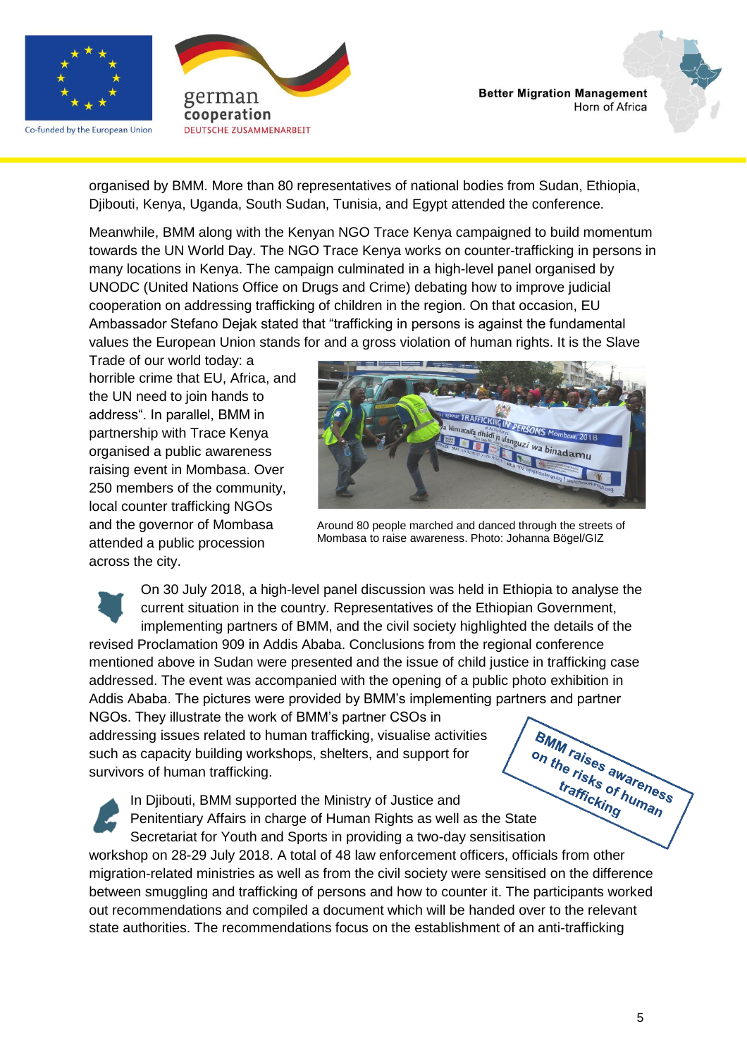organised by BMM. More than 80 representatives of national bodies from Sudan, Ethiopia, Djibouti, Kenya, Uganda, South Sudan, Tunisia, and Egypt attended the conference.

Meanwhile, BMM along with the Kenyan NGO Trace Kenya campaigned to build momentum towards the UN World Day. The NGO Trace Kenya works on counter-trafficking in persons in many locations in Kenya. The campaign culminated in a high-level panel organised by UNODC (United Nations Office on Drugs and Crime) debating how to improve judicial cooperation on addressing trafficking of children in the region. On that occasion, EU Ambassador Stefano Dejak stated that "trafficking in persons is against the fundamental values the European Union stands for and a gross violation of human rights. It is the Slave Trade of our world today: a horrible crime that EU, Africa, and the UN need to join hands to address". In parallel, BMM in partnership with Trace Kenya organised a public awareness raising event in Mombasa. Over 250 members of the community, local counter trafficking NGOs and the governor of Mombasa attended a public procession across the city.

Around 80 people marched and danced through the streets of Mombasa to raise awareness. Photo: Johanna Bögel/GIZ

On 30 July 2018, a high-level panel discussion was held in Ethiopia to analyse the current situation in the country. Representatives of the Ethiopian Government, implementing partners of BMM, and the civil society highlighted the details of the revised Proclamation 909 in Addis Ababa. Conclusions from the regional conference mentioned above in Sudan were presented and the issue of child justice in trafficking case addressed. The event was accompanied with the opening of a public photo exhibition in Addis Ababa. The pictures were provided by BMM's implementing partners and partner NGOs. They illustrate the work of BMM's partner CSOs in addressing issues related to human trafficking, visualise activities such as capacity building workshops, shelters, and support for survivors of human trafficking.

**BMM raises awareness on the risks of human trafficking**

In Djibouti, BMM supported the Ministry of Justice and Penitentiary Affairs in charge of Human Rights as well as the State Secretariat for Youth and Sports in providing a two-day sensitisation workshop on 28-29 July 2018. A total of 48 law enforcement officers, officials from other migration-related ministries as well as from the civil society were sensitised on the difference between smuggling and trafficking of persons and how to counter it. The participants worked out recommendations and compiled a document which will be handed over to the relevant state authorities. The recommendations focus on the establishment of an anti-trafficking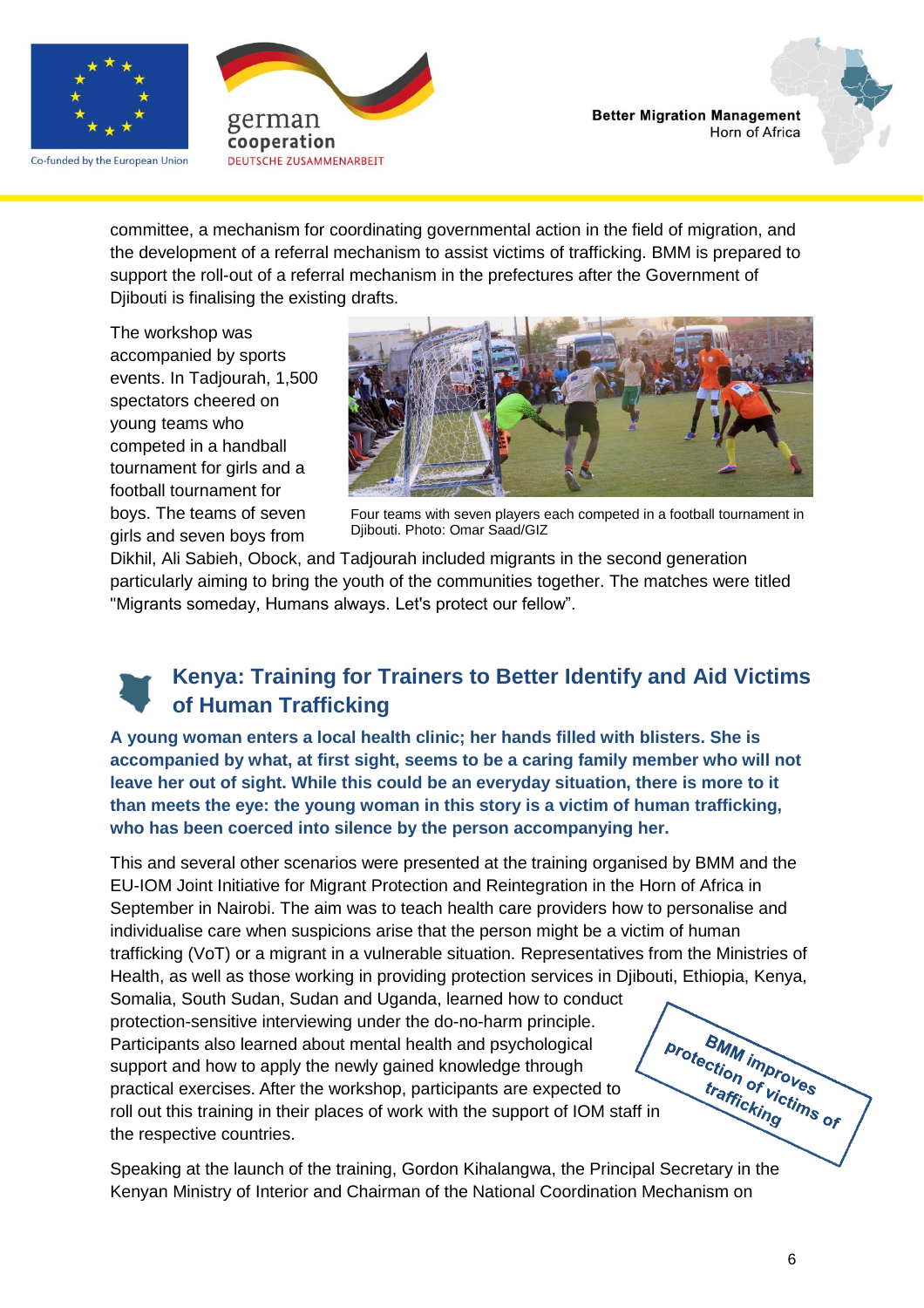committee, a mechanism for coordinating governmental action in the field of migration, and the development of a referral mechanism to assist victims of trafficking. BMM is prepared to support the roll-out of a referral mechanism in the prefectures after the Government of Djibouti is finalising the existing drafts.

The workshop was accompanied by sports events. In Tadjourah, 1,500 spectators cheered on young teams who competed in a handball tournament for girls and a football tournament for boys. The teams of seven girls and seven boys from Dikhil, Ali Sabieh, Obock, and Tadjourah included migrants in the second generation particularly aiming to bring the youth of the communities together. The matches were titled "Migrants someday, Humans always. Let's protect our fellow".

Four teams with seven players each competed in a football tournament in Djibouti. Photo: Omar Saad/GIZ

## Kenya: Training for Trainers to Better Identify and Aid Victims of Human Trafficking

**A young woman enters a local health clinic; her hands filled with blisters. She is accompanied by what, at first sight, seems to be a caring family member who will not leave her out of sight. While this could be an everyday situation, there is more to it than meets the eye: the young woman in this story is a victim of human trafficking, who has been coerced into silence by the person accompanying her.**

This and several other scenarios were presented at the training organised by BMM and the EU-IOM Joint Initiative for Migrant Protection and Reintegration in the Horn of Africa in September in Nairobi. The aim was to teach health care providers how to personalise and individualise care when suspicions arise that the person might be a victim of human trafficking (VoT) or a migrant in a vulnerable situation. Representatives from the Ministries of Health, as well as those working in providing protection services in Djibouti, Ethiopia, Kenya, Somalia, South Sudan, Sudan and Uganda, learned how to conduct protection-sensitive interviewing under the do-no-harm principle. Participants also learned about mental health and psychological support and how to apply the newly gained knowledge through practical exercises. After the workshop, participants are expected to roll out this training in their places of work with the support of IOM staff in the respective countries.

**BMM improves protection of victims of trafficking**

Speaking at the launch of the training, Gordon Kihalangwa, the Principal Secretary in the Kenyan Ministry of Interior and Chairman of the National Coordination Mechanism on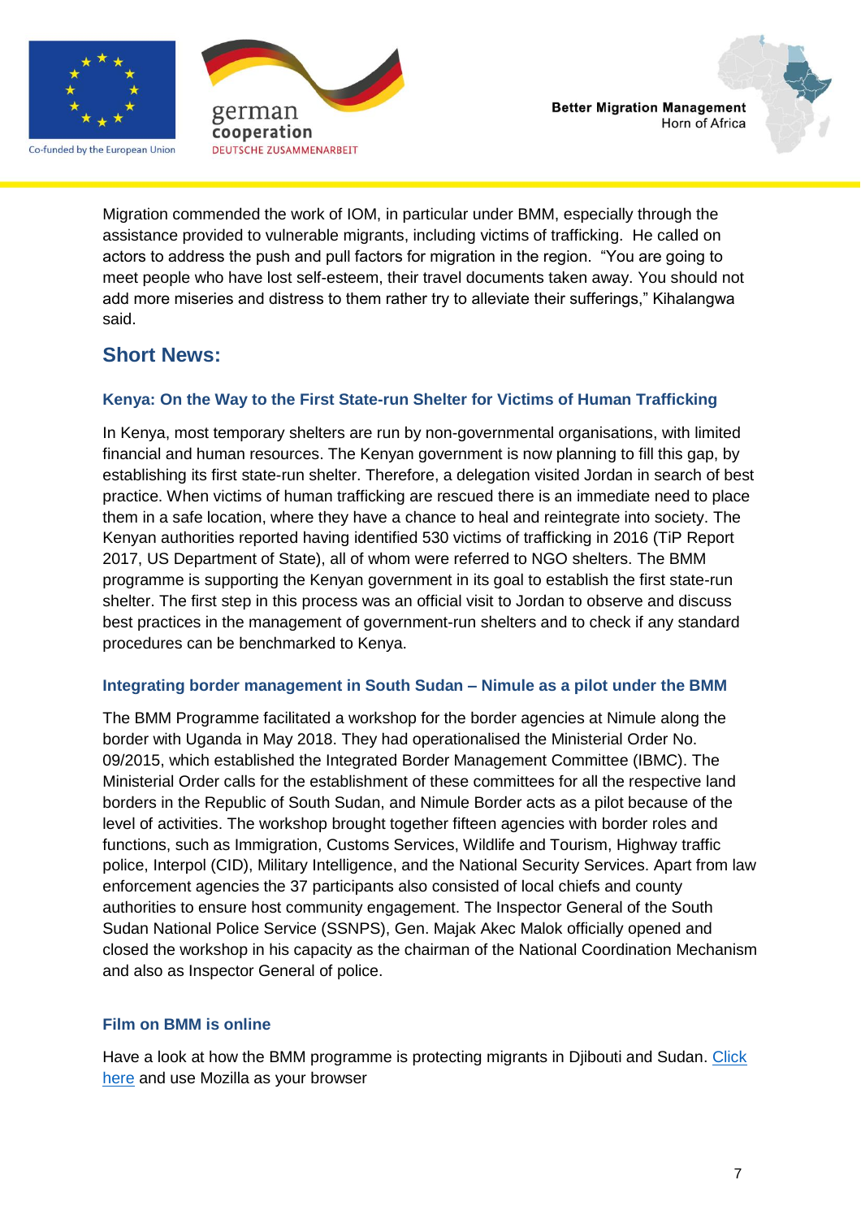Migration commended the work of IOM, in particular under BMM, especially through the assistance provided to vulnerable migrants, including victims of trafficking. He called on actors to address the push and pull factors for migration in the region. "You are going to meet people who have lost self-esteem, their travel documents taken away. You should not add more miseries and distress to them rather try to alleviate their sufferings," Kihalangwa said.

## Short News:

### Kenya: On the Way to the First State-run Shelter for Victims of Human Trafficking

In Kenya, most temporary shelters are run by non-governmental organisations, with limited financial and human resources. The Kenyan government is now planning to fill this gap, by establishing its first state-run shelter. Therefore, a delegation visited Jordan in search of best practice. When victims of human trafficking are rescued there is an immediate need to place them in a safe location, where they have a chance to heal and reintegrate into society. The Kenyan authorities reported having identified 530 victims of trafficking in 2016 (TiP Report 2017, US Department of State), all of whom were referred to NGO shelters. The BMM programme is supporting the Kenyan government in its goal to establish the first state-run shelter. The first step in this process was an official visit to Jordan to observe and discuss best practices in the management of government-run shelters and to check if any standard procedures can be benchmarked to Kenya.

### Integrating border management in South Sudan – Nimule as a pilot under the BMM

The BMM Programme facilitated a workshop for the border agencies at Nimule along the border with Uganda in May 2018. They had operationalised the Ministerial Order No. 09/2015, which established the Integrated Border Management Committee (IBMC). The Ministerial Order calls for the establishment of these committees for all the respective land borders in the Republic of South Sudan, and Nimule Border acts as a pilot because of the level of activities. The workshop brought together fifteen agencies with border roles and functions, such as Immigration, Customs Services, Wildlife and Tourism, Highway traffic police, Interpol (CID), Military Intelligence, and the National Security Services. Apart from law enforcement agencies the 37 participants also consisted of local chiefs and county authorities to ensure host community engagement. The Inspector General of the South Sudan National Police Service (SSNPS), Gen. Majak Akec Malok officially opened and closed the workshop in his capacity as the chairman of the National Coordination Mechanism and also as Inspector General of police.

### Film on BMM is online

Have a look at how the BMM programme is protecting migrants in Djibouti and Sudan. Click here and use Mozilla as your browser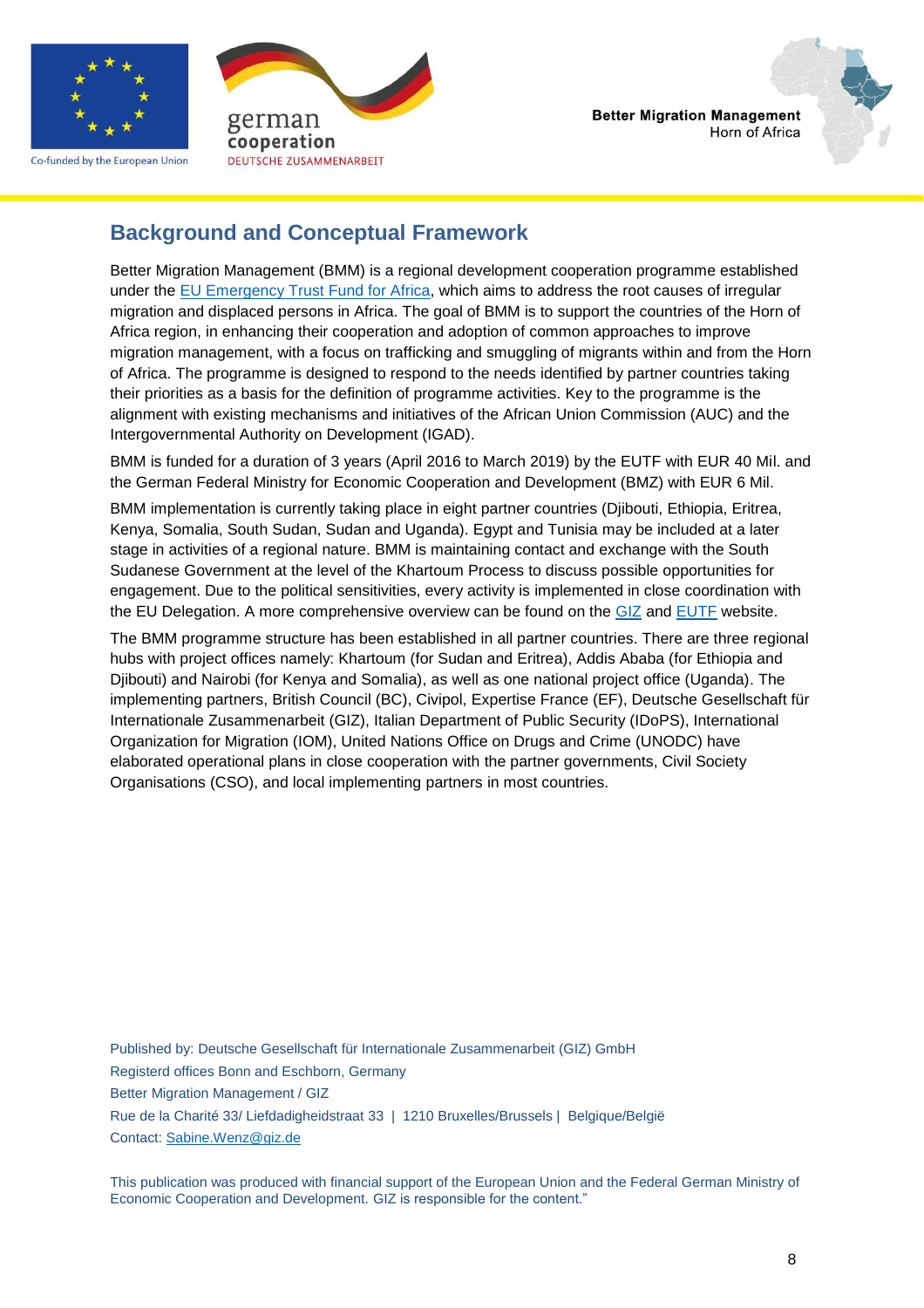## Background and Conceptual Framework

Better Migration Management (BMM) is a regional development cooperation programme established under the EU Emergency Trust Fund for Africa, which aims to address the root causes of irregular migration and displaced persons in Africa. The goal of BMM is to support the countries of the Horn of Africa region, in enhancing their cooperation and adoption of common approaches to improve migration management, with a focus on trafficking and smuggling of migrants within and from the Horn of Africa. The programme is designed to respond to the needs identified by partner countries taking their priorities as a basis for the definition of programme activities. Key to the programme is the alignment with existing mechanisms and initiatives of the African Union Commission (AUC) and the Intergovernmental Authority on Development (IGAD).

BMM is funded for a duration of 3 years (April 2016 to March 2019) by the EUTF with EUR 40 Mil. and the German Federal Ministry for Economic Cooperation and Development (BMZ) with EUR 6 Mil.

BMM implementation is currently taking place in eight partner countries (Djibouti, Ethiopia, Eritrea, Kenya, Somalia, South Sudan, Sudan and Uganda). Egypt and Tunisia may be included at a later stage in activities of a regional nature. BMM is maintaining contact and exchange with the South Sudanese Government at the level of the Khartoum Process to discuss possible opportunities for engagement. Due to the political sensitivities, every activity is implemented in close coordination with the EU Delegation. A more comprehensive overview can be found on the GIZ and EUTF website.

The BMM programme structure has been established in all partner countries. There are three regional hubs with project offices namely: Khartoum (for Sudan and Eritrea), Addis Ababa (for Ethiopia and Djibouti) and Nairobi (for Kenya and Somalia), as well as one national project office (Uganda). The implementing partners, British Council (BC), Civipol, Expertise France (EF), Deutsche Gesellschaft für Internationale Zusammenarbeit (GIZ), Italian Department of Public Security (IDoPS), International Organization for Migration (IOM), United Nations Office on Drugs and Crime (UNODC) have elaborated operational plans in close cooperation with the partner governments, Civil Society Organisations (CSO), and local implementing partners in most countries.

Published by: Deutsche Gesellschaft für Internationale Zusammenarbeit (GIZ) GmbH
Registerd offices Bonn and Eschborn, Germany
Better Migration Management / GIZ
Rue de la Charité 33/ Liefdadigheidstraat 33 | 1210 Bruxelles/Brussels | Belgique/België
Contact: Sabine.Wenz@giz.de

This publication was produced with financial support of the European Union and the Federal German Ministry of Economic Cooperation and Development. GIZ is responsible for the content."